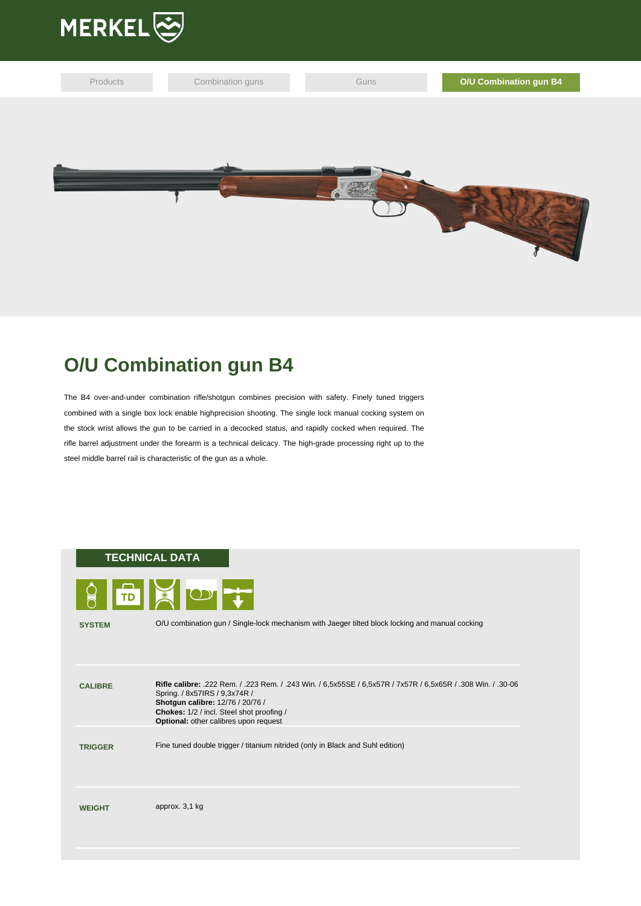MERKEL

Products | Combination guns | Guns | O/U Combination gun B4

# O/U Combination gun B4

The B4 over-and-under combination rifle/shotgun combines precision with safety. Finely tuned triggers combined with a single box lock enable highprecision shooting. The single lock manual cocking system on the stock wrist allows the gun to be carried in a decocked status, and rapidly cocked when required. The rifle barrel adjustment under the forearm is a technical delicacy. The high-grade processing right up to the steel middle barrel rail is characteristic of the gun as a whole.

## TECHNICAL DATA

| | |
|---|---|
| **SYSTEM** | O/U combination gun / Single-lock mechanism with Jaeger tilted block locking and manual cocking |
| **CALIBRE** | **Rifle calibre:** .222 Rem. / .223 Rem. / .243 Win. / 6,5x55SE / 6,5x57R / 7x57R / 6,5x65R / .308 Win. / .30-06 Spring. / 8x57IRS / 9,3x74R /<br>**Shotgun calibre:** 12/76 / 20/76 /<br>**Chokes:** 1/2 / incl. Steel shot proofing /<br>**Optional:** other calibres upon request |
| **TRIGGER** | Fine tuned double trigger / titanium nitrided (only in Black and Suhl edition) |
| **WEIGHT** | approx. 3,1 kg |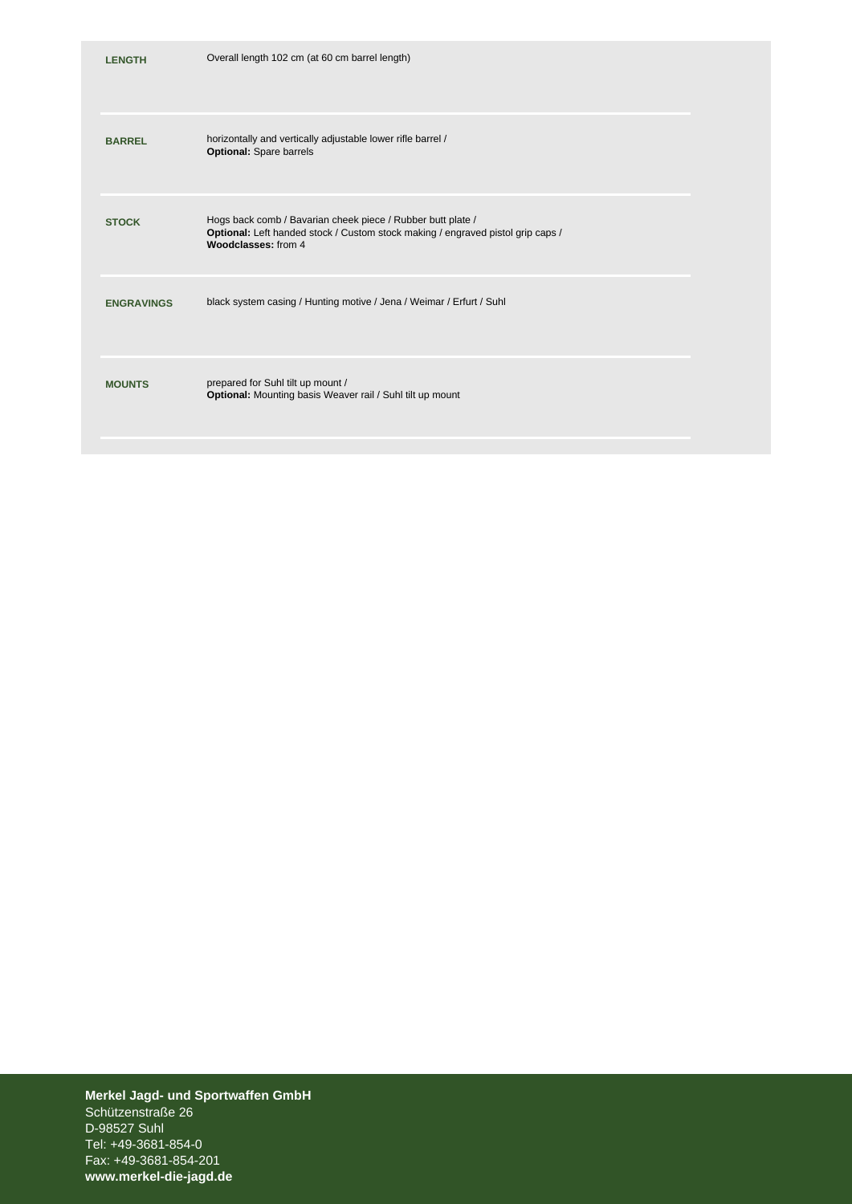| | |
|---|---|
| **LENGTH** | Overall length 102 cm (at 60 cm barrel length) |
| **BARREL** | horizontally and vertically adjustable lower rifle barrel / **Optional:** Spare barrels |
| **STOCK** | Hogs back comb / Bavarian cheek piece / Rubber butt plate / **Optional:** Left handed stock / Custom stock making / engraved pistol grip caps / **Woodclasses:** from 4 |
| **ENGRAVINGS** | black system casing / Hunting motive / Jena / Weimar / Erfurt / Suhl |
| **MOUNTS** | prepared for Suhl tilt up mount / **Optional:** Mounting basis Weaver rail / Suhl tilt up mount |

**Merkel Jagd- und Sportwaffen GmbH**
Schützenstraße 26
D-98527 Suhl
Tel: +49-3681-854-0
Fax: +49-3681-854-201
**www.merkel-die-jagd.de**